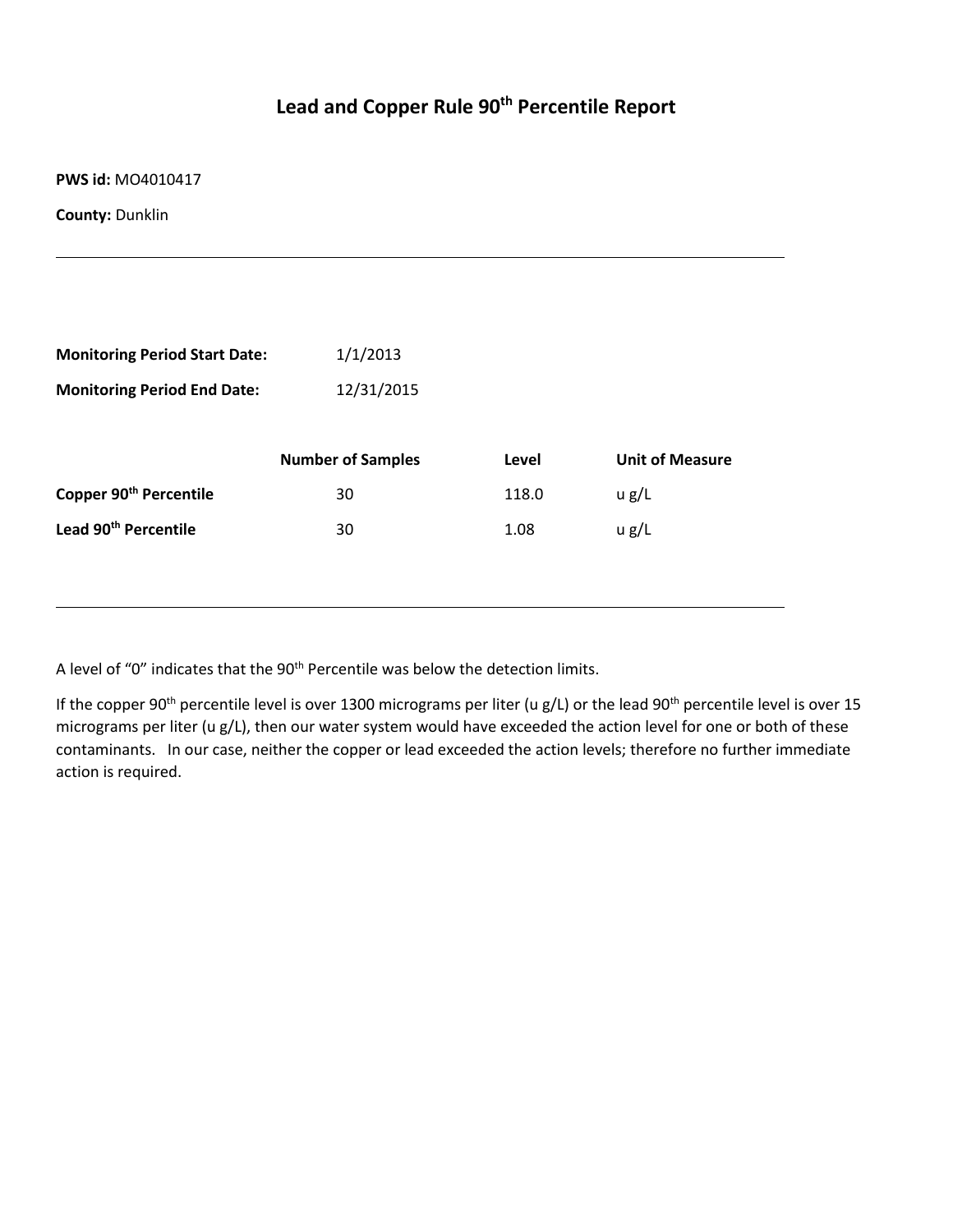# Lead and Copper Rule 90th Percentile Report

**PWS id:** MO4010417

**County:** Dunklin

---

**Monitoring Period Start Date:** 1/1/2013

**Monitoring Period End Date:** 12/31/2015

| | Number of Samples | Level | Unit of Measure |
|---|---|---|---|
| **Copper 90th Percentile** | 30 | 118.0 | u g/L |
| **Lead 90th Percentile** | 30 | 1.08 | u g/L |

---

A level of “0” indicates that the 90th Percentile was below the detection limits.

If the copper 90th percentile level is over 1300 micrograms per liter (u g/L) or the lead 90th percentile level is over 15 micrograms per liter (u g/L), then our water system would have exceeded the action level for one or both of these contaminants. In our case, neither the copper or lead exceeded the action levels; therefore no further immediate action is required.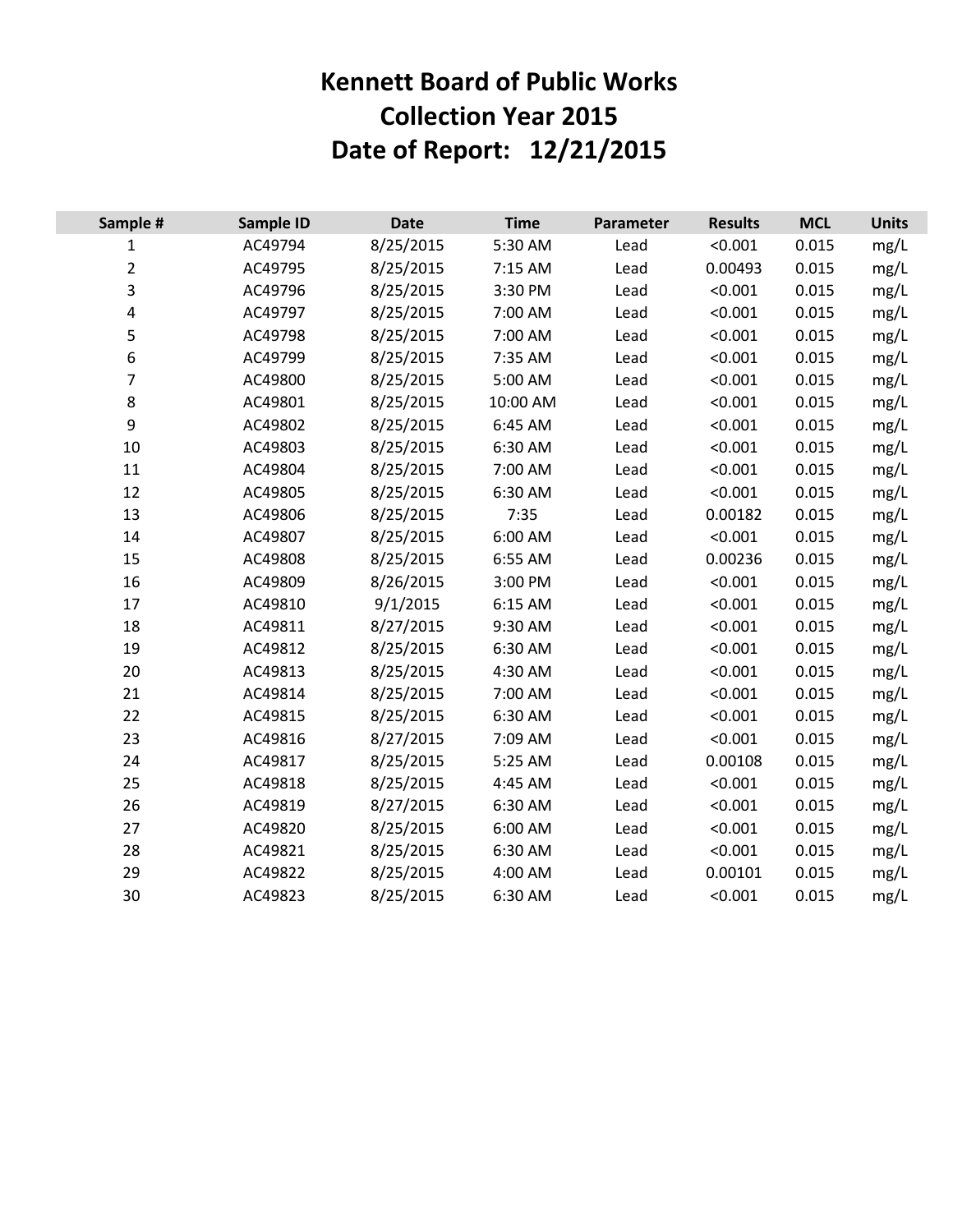# Kennett Board of Public Works
# Collection Year 2015
# Date of Report: 12/21/2015

| Sample # | Sample ID | Date | Time | Parameter | Results | MCL | Units |
|---|---|---|---|---|---|---|---|
| 1 | AC49794 | 8/25/2015 | 5:30 AM | Lead | <0.001 | 0.015 | mg/L |
| 2 | AC49795 | 8/25/2015 | 7:15 AM | Lead | 0.00493 | 0.015 | mg/L |
| 3 | AC49796 | 8/25/2015 | 3:30 PM | Lead | <0.001 | 0.015 | mg/L |
| 4 | AC49797 | 8/25/2015 | 7:00 AM | Lead | <0.001 | 0.015 | mg/L |
| 5 | AC49798 | 8/25/2015 | 7:00 AM | Lead | <0.001 | 0.015 | mg/L |
| 6 | AC49799 | 8/25/2015 | 7:35 AM | Lead | <0.001 | 0.015 | mg/L |
| 7 | AC49800 | 8/25/2015 | 5:00 AM | Lead | <0.001 | 0.015 | mg/L |
| 8 | AC49801 | 8/25/2015 | 10:00 AM | Lead | <0.001 | 0.015 | mg/L |
| 9 | AC49802 | 8/25/2015 | 6:45 AM | Lead | <0.001 | 0.015 | mg/L |
| 10 | AC49803 | 8/25/2015 | 6:30 AM | Lead | <0.001 | 0.015 | mg/L |
| 11 | AC49804 | 8/25/2015 | 7:00 AM | Lead | <0.001 | 0.015 | mg/L |
| 12 | AC49805 | 8/25/2015 | 6:30 AM | Lead | <0.001 | 0.015 | mg/L |
| 13 | AC49806 | 8/25/2015 | 7:35 | Lead | 0.00182 | 0.015 | mg/L |
| 14 | AC49807 | 8/25/2015 | 6:00 AM | Lead | <0.001 | 0.015 | mg/L |
| 15 | AC49808 | 8/25/2015 | 6:55 AM | Lead | 0.00236 | 0.015 | mg/L |
| 16 | AC49809 | 8/26/2015 | 3:00 PM | Lead | <0.001 | 0.015 | mg/L |
| 17 | AC49810 | 9/1/2015 | 6:15 AM | Lead | <0.001 | 0.015 | mg/L |
| 18 | AC49811 | 8/27/2015 | 9:30 AM | Lead | <0.001 | 0.015 | mg/L |
| 19 | AC49812 | 8/25/2015 | 6:30 AM | Lead | <0.001 | 0.015 | mg/L |
| 20 | AC49813 | 8/25/2015 | 4:30 AM | Lead | <0.001 | 0.015 | mg/L |
| 21 | AC49814 | 8/25/2015 | 7:00 AM | Lead | <0.001 | 0.015 | mg/L |
| 22 | AC49815 | 8/25/2015 | 6:30 AM | Lead | <0.001 | 0.015 | mg/L |
| 23 | AC49816 | 8/27/2015 | 7:09 AM | Lead | <0.001 | 0.015 | mg/L |
| 24 | AC49817 | 8/25/2015 | 5:25 AM | Lead | 0.00108 | 0.015 | mg/L |
| 25 | AC49818 | 8/25/2015 | 4:45 AM | Lead | <0.001 | 0.015 | mg/L |
| 26 | AC49819 | 8/27/2015 | 6:30 AM | Lead | <0.001 | 0.015 | mg/L |
| 27 | AC49820 | 8/25/2015 | 6:00 AM | Lead | <0.001 | 0.015 | mg/L |
| 28 | AC49821 | 8/25/2015 | 6:30 AM | Lead | <0.001 | 0.015 | mg/L |
| 29 | AC49822 | 8/25/2015 | 4:00 AM | Lead | 0.00101 | 0.015 | mg/L |
| 30 | AC49823 | 8/25/2015 | 6:30 AM | Lead | <0.001 | 0.015 | mg/L |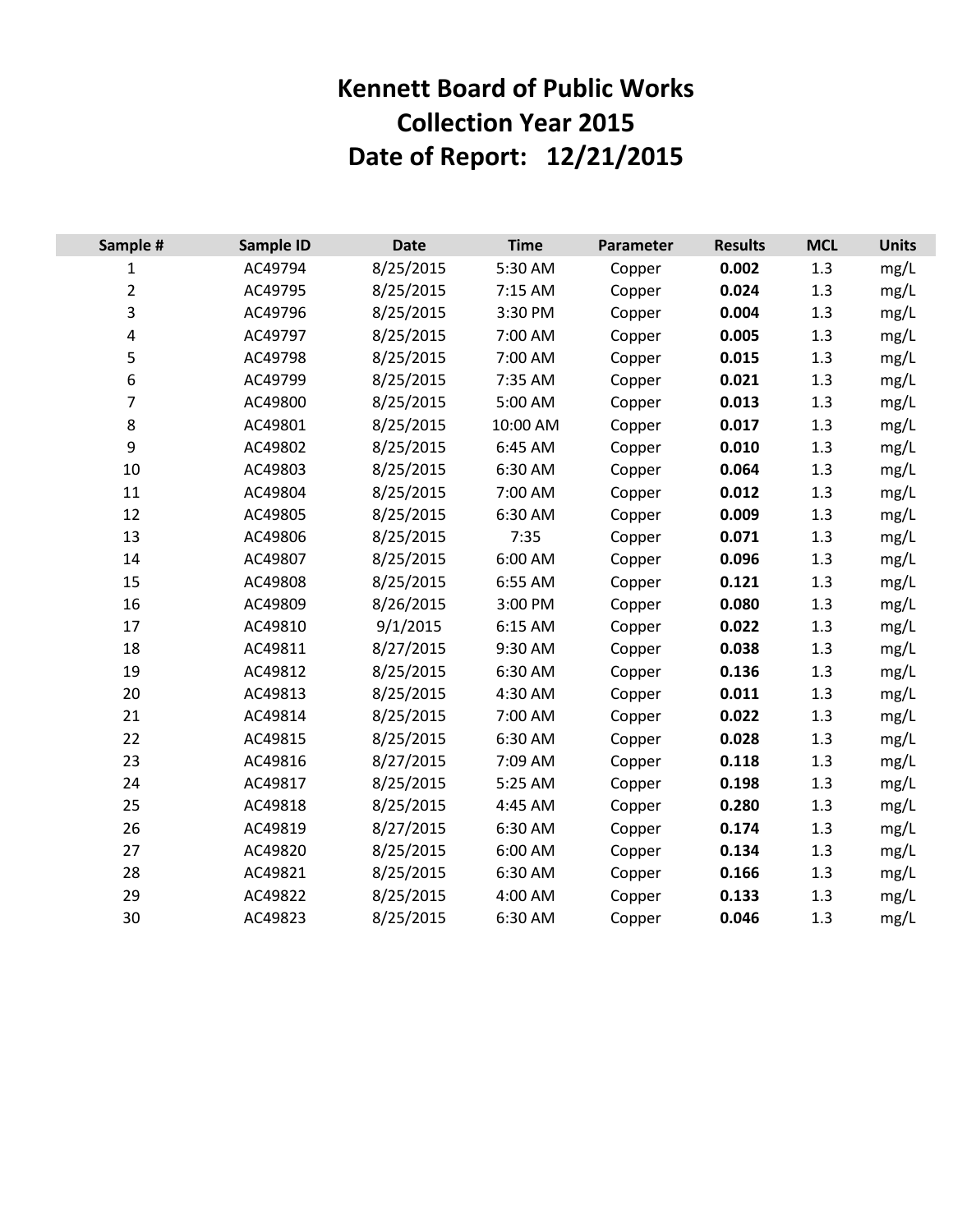# Kennett Board of Public Works
# Collection Year 2015
# Date of Report: 12/21/2015

| Sample # | Sample ID | Date | Time | Parameter | Results | MCL | Units |
|---|---|---|---|---|---|---|---|
| 1 | AC49794 | 8/25/2015 | 5:30 AM | Copper | **0.002** | 1.3 | mg/L |
| 2 | AC49795 | 8/25/2015 | 7:15 AM | Copper | **0.024** | 1.3 | mg/L |
| 3 | AC49796 | 8/25/2015 | 3:30 PM | Copper | **0.004** | 1.3 | mg/L |
| 4 | AC49797 | 8/25/2015 | 7:00 AM | Copper | **0.005** | 1.3 | mg/L |
| 5 | AC49798 | 8/25/2015 | 7:00 AM | Copper | **0.015** | 1.3 | mg/L |
| 6 | AC49799 | 8/25/2015 | 7:35 AM | Copper | **0.021** | 1.3 | mg/L |
| 7 | AC49800 | 8/25/2015 | 5:00 AM | Copper | **0.013** | 1.3 | mg/L |
| 8 | AC49801 | 8/25/2015 | 10:00 AM | Copper | **0.017** | 1.3 | mg/L |
| 9 | AC49802 | 8/25/2015 | 6:45 AM | Copper | **0.010** | 1.3 | mg/L |
| 10 | AC49803 | 8/25/2015 | 6:30 AM | Copper | **0.064** | 1.3 | mg/L |
| 11 | AC49804 | 8/25/2015 | 7:00 AM | Copper | **0.012** | 1.3 | mg/L |
| 12 | AC49805 | 8/25/2015 | 6:30 AM | Copper | **0.009** | 1.3 | mg/L |
| 13 | AC49806 | 8/25/2015 | 7:35 | Copper | **0.071** | 1.3 | mg/L |
| 14 | AC49807 | 8/25/2015 | 6:00 AM | Copper | **0.096** | 1.3 | mg/L |
| 15 | AC49808 | 8/25/2015 | 6:55 AM | Copper | **0.121** | 1.3 | mg/L |
| 16 | AC49809 | 8/26/2015 | 3:00 PM | Copper | **0.080** | 1.3 | mg/L |
| 17 | AC49810 | 9/1/2015 | 6:15 AM | Copper | **0.022** | 1.3 | mg/L |
| 18 | AC49811 | 8/27/2015 | 9:30 AM | Copper | **0.038** | 1.3 | mg/L |
| 19 | AC49812 | 8/25/2015 | 6:30 AM | Copper | **0.136** | 1.3 | mg/L |
| 20 | AC49813 | 8/25/2015 | 4:30 AM | Copper | **0.011** | 1.3 | mg/L |
| 21 | AC49814 | 8/25/2015 | 7:00 AM | Copper | **0.022** | 1.3 | mg/L |
| 22 | AC49815 | 8/25/2015 | 6:30 AM | Copper | **0.028** | 1.3 | mg/L |
| 23 | AC49816 | 8/27/2015 | 7:09 AM | Copper | **0.118** | 1.3 | mg/L |
| 24 | AC49817 | 8/25/2015 | 5:25 AM | Copper | **0.198** | 1.3 | mg/L |
| 25 | AC49818 | 8/25/2015 | 4:45 AM | Copper | **0.280** | 1.3 | mg/L |
| 26 | AC49819 | 8/27/2015 | 6:30 AM | Copper | **0.174** | 1.3 | mg/L |
| 27 | AC49820 | 8/25/2015 | 6:00 AM | Copper | **0.134** | 1.3 | mg/L |
| 28 | AC49821 | 8/25/2015 | 6:30 AM | Copper | **0.166** | 1.3 | mg/L |
| 29 | AC49822 | 8/25/2015 | 4:00 AM | Copper | **0.133** | 1.3 | mg/L |
| 30 | AC49823 | 8/25/2015 | 6:30 AM | Copper | **0.046** | 1.3 | mg/L |